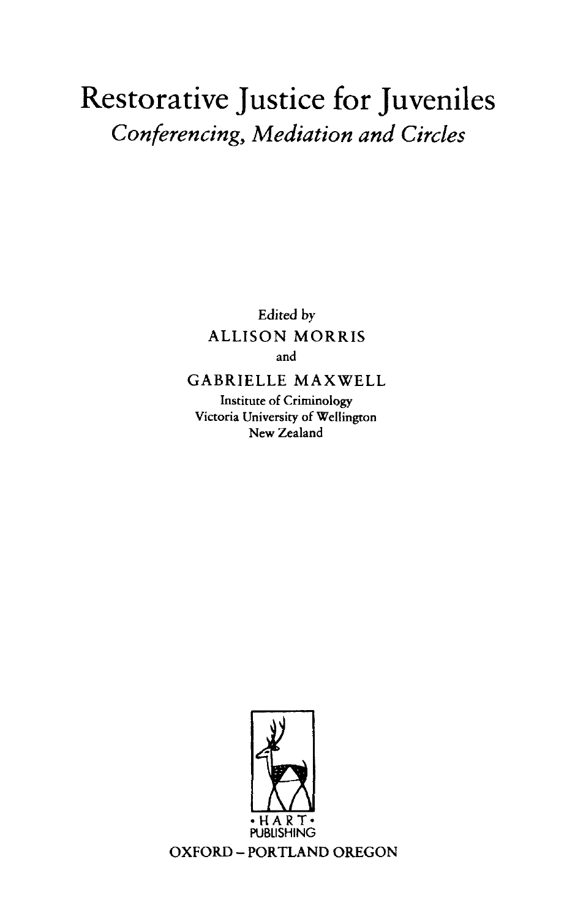# Restorative Justice for Juveniles

*Conferencing, Mediation and Circles*

Edited by

ALLISON MORRIS

and

GABRIELLE MAXWELL

Institute of Criminology
Victoria University of Wellington
New Zealand

• HART •
PUBLISHING

OXFORD – PORTLAND OREGON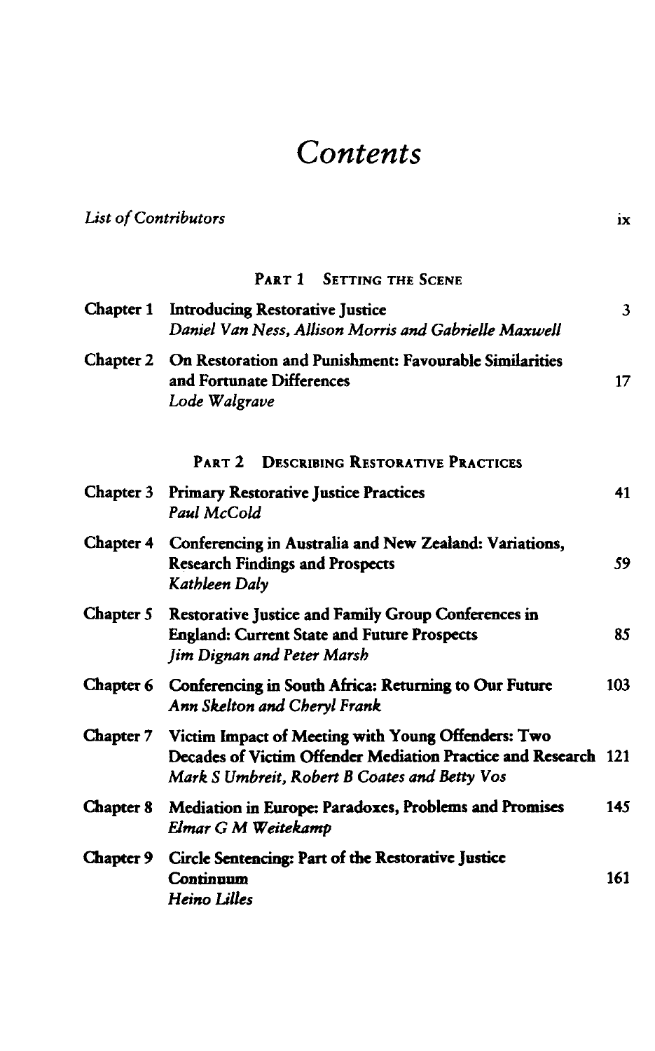# Contents

*List of Contributors* ix

## PART 1 SETTING THE SCENE

**Chapter 1** **Introducing Restorative Justice** 3
*Daniel Van Ness, Allison Morris and Gabrielle Maxwell*

**Chapter 2** **On Restoration and Punishment: Favourable Similarities and Fortunate Differences** 17
*Lode Walgrave*

## PART 2 DESCRIBING RESTORATIVE PRACTICES

**Chapter 3** **Primary Restorative Justice Practices** 41
*Paul McCold*

**Chapter 4** **Conferencing in Australia and New Zealand: Variations, Research Findings and Prospects** 59
*Kathleen Daly*

**Chapter 5** **Restorative Justice and Family Group Conferences in England: Current State and Future Prospects** 85
*Jim Dignan and Peter Marsh*

**Chapter 6** **Conferencing in South Africa: Returning to Our Future** 103
*Ann Skelton and Cheryl Frank*

**Chapter 7** **Victim Impact of Meeting with Young Offenders: Two Decades of Victim Offender Mediation Practice and Research** 121
*Mark S Umbreit, Robert B Coates and Betty Vos*

**Chapter 8** **Mediation in Europe: Paradoxes, Problems and Promises** 145
*Elmar G M Weitekamp*

**Chapter 9** **Circle Sentencing: Part of the Restorative Justice Continuum** 161
*Heino Lilles*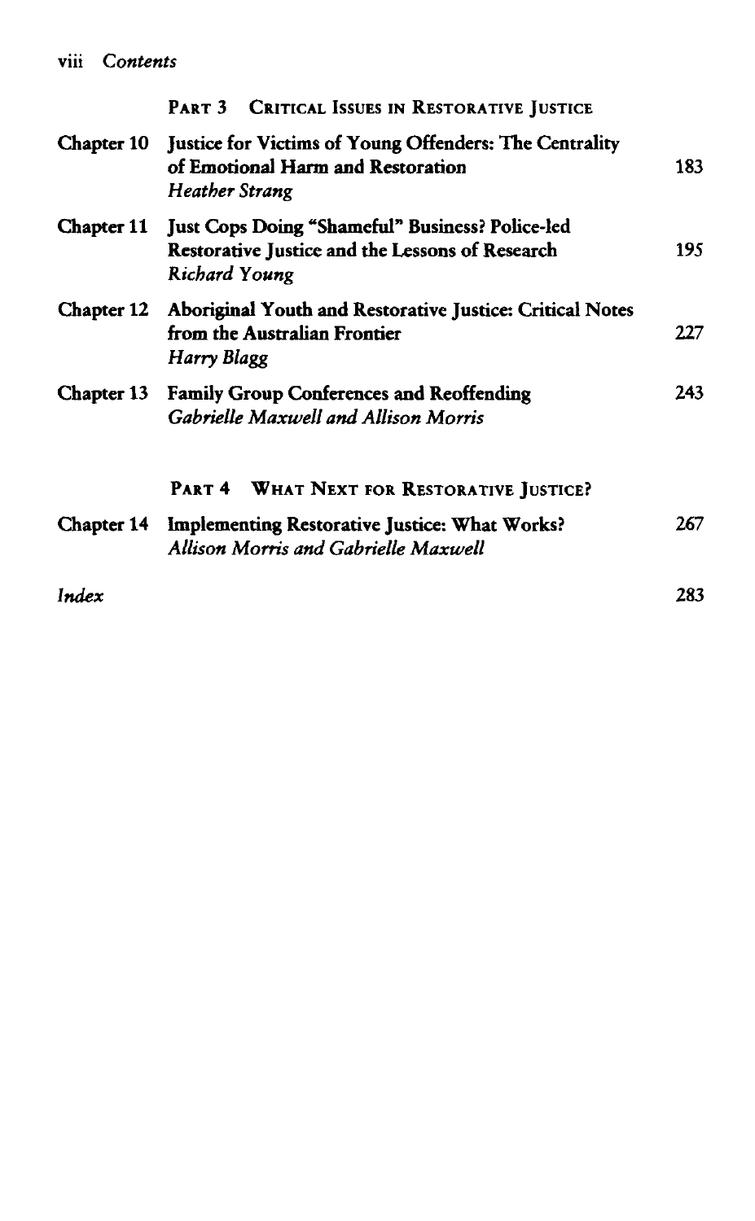## Part 3 Critical Issues in Restorative Justice

| | | |
|---|---|---|
| Chapter 10 | **Justice for Victims of Young Offenders: The Centrality of Emotional Harm and Restoration**<br>*Heather Strang* | 183 |
| Chapter 11 | **Just Cops Doing "Shameful" Business? Police-led Restorative Justice and the Lessons of Research**<br>*Richard Young* | 195 |
| Chapter 12 | **Aboriginal Youth and Restorative Justice: Critical Notes from the Australian Frontier**<br>*Harry Blagg* | 227 |
| Chapter 13 | **Family Group Conferences and Reoffending**<br>*Gabrielle Maxwell and Allison Morris* | 243 |

## Part 4 What Next for Restorative Justice?

| | | |
|---|---|---|
| Chapter 14 | **Implementing Restorative Justice: What Works?**<br>*Allison Morris and Gabrielle Maxwell* | 267 |
| *Index* | | 283 |